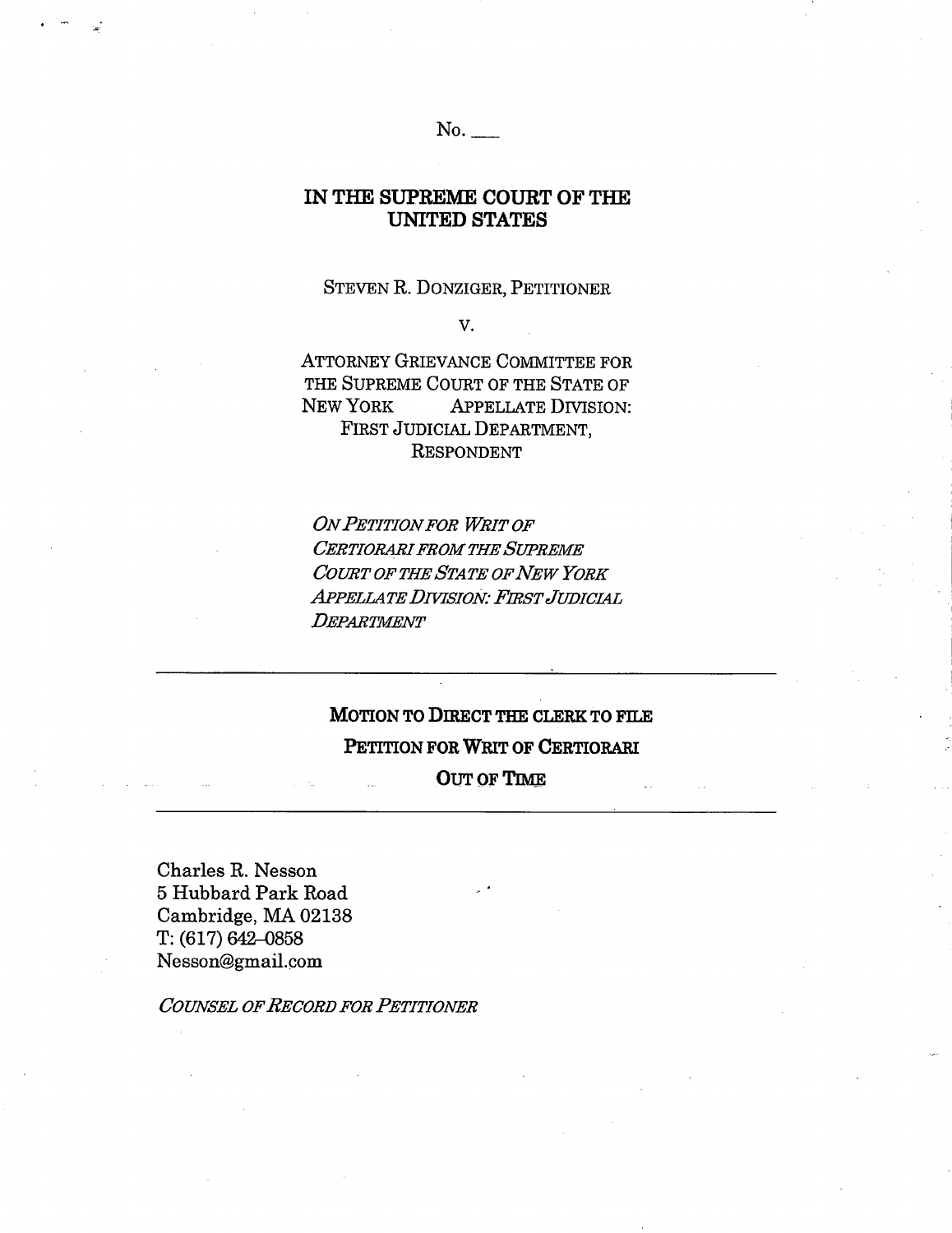No. ___

# IN THE SUPREME COURT OF THE UNITED STATES

STEVEN R. DONZIGER, PETITIONER

V.

ATTORNEY GRIEVANCE COMMITTEE FOR THE SUPREME COURT OF THE STATE OF NEW YORK APPELLATE DIVISION: FIRST JUDICIAL DEPARTMENT, RESPONDENT

*ON PETITION FOR WRIT OF CERTIORARI FROM THE SUPREME COURT OF THE STATE OF NEW YORK APPELLATE DIVISION: FIRST JUDICIAL DEPARTMENT*

---

## MOTION TO DIRECT THE CLERK TO FILE PETITION FOR WRIT OF CERTIORARI OUT OF TIME

---

Charles R. Nesson
5 Hubbard Park Road
Cambridge, MA 02138
T: (617) 642–0858
Nesson@gmail.com

*COUNSEL OF RECORD FOR PETITIONER*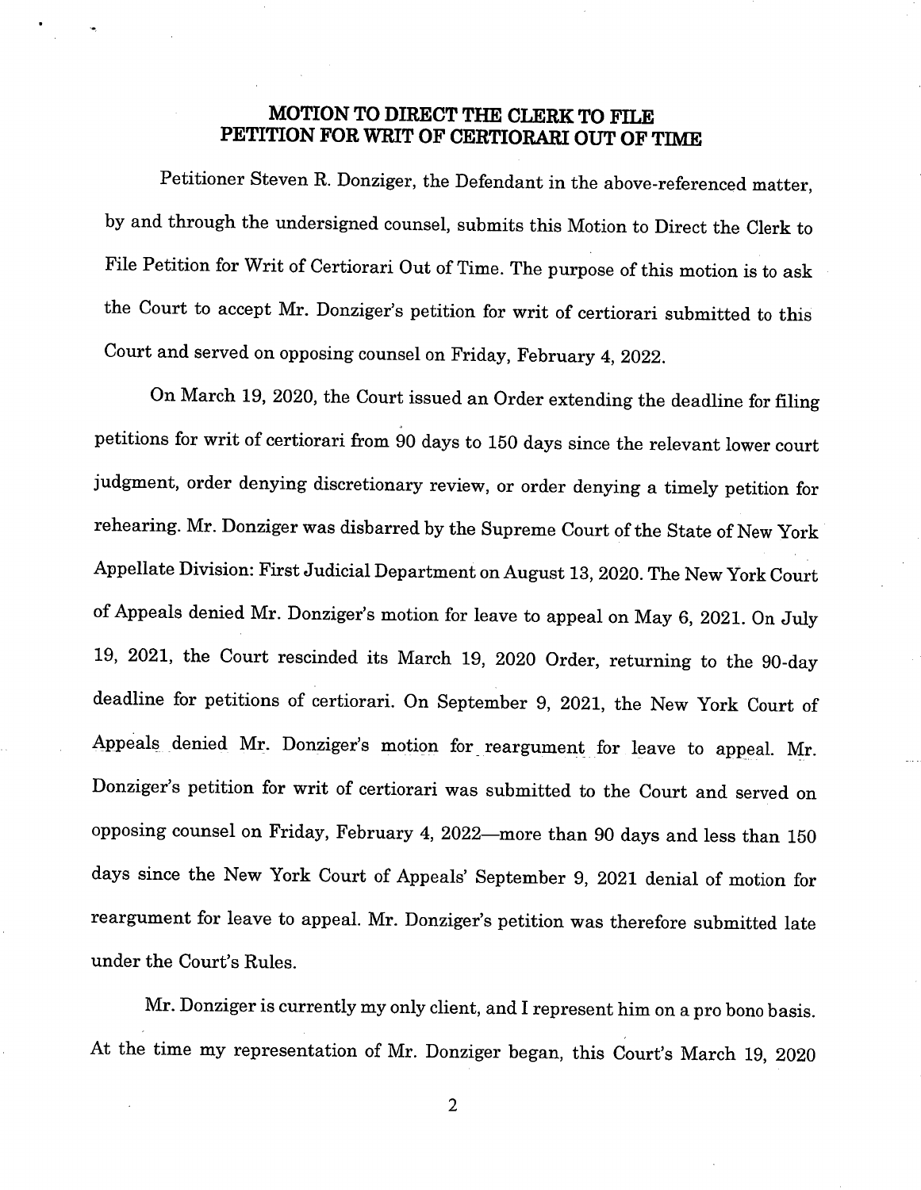## MOTION TO DIRECT THE CLERK TO FILE PETITION FOR WRIT OF CERTIORARI OUT OF TIME

Petitioner Steven R. Donziger, the Defendant in the above-referenced matter, by and through the undersigned counsel, submits this Motion to Direct the Clerk to File Petition for Writ of Certiorari Out of Time. The purpose of this motion is to ask the Court to accept Mr. Donziger's petition for writ of certiorari submitted to this Court and served on opposing counsel on Friday, February 4, 2022.

On March 19, 2020, the Court issued an Order extending the deadline for filing petitions for writ of certiorari from 90 days to 150 days since the relevant lower court judgment, order denying discretionary review, or order denying a timely petition for rehearing. Mr. Donziger was disbarred by the Supreme Court of the State of New York Appellate Division: First Judicial Department on August 13, 2020. The New York Court of Appeals denied Mr. Donziger's motion for leave to appeal on May 6, 2021. On July 19, 2021, the Court rescinded its March 19, 2020 Order, returning to the 90-day deadline for petitions of certiorari. On September 9, 2021, the New York Court of Appeals denied Mr. Donziger's motion for reargument for leave to appeal. Mr. Donziger's petition for writ of certiorari was submitted to the Court and served on opposing counsel on Friday, February 4, 2022—more than 90 days and less than 150 days since the New York Court of Appeals' September 9, 2021 denial of motion for reargument for leave to appeal. Mr. Donziger's petition was therefore submitted late under the Court's Rules.

Mr. Donziger is currently my only client, and I represent him on a pro bono basis. At the time my representation of Mr. Donziger began, this Court's March 19, 2020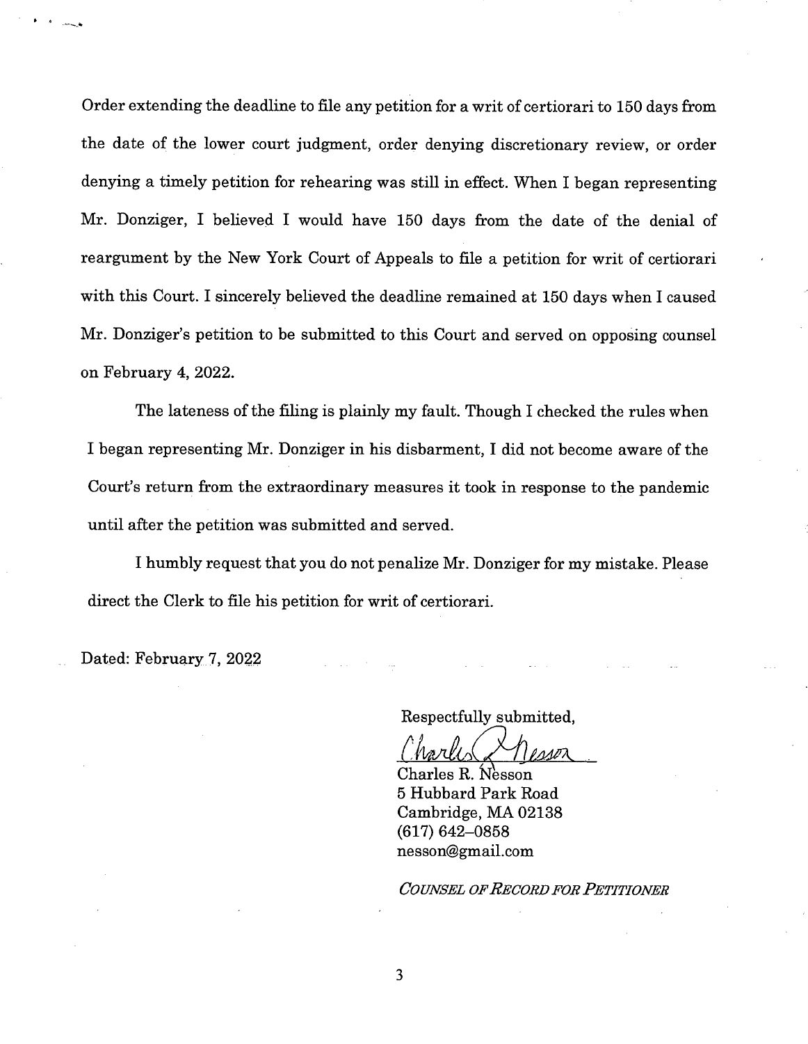Order extending the deadline to file any petition for a writ of certiorari to 150 days from the date of the lower court judgment, order denying discretionary review, or order denying a timely petition for rehearing was still in effect. When I began representing Mr. Donziger, I believed I would have 150 days from the date of the denial of reargument by the New York Court of Appeals to file a petition for writ of certiorari with this Court. I sincerely believed the deadline remained at 150 days when I caused Mr. Donziger's petition to be submitted to this Court and served on opposing counsel on February 4, 2022.

The lateness of the filing is plainly my fault. Though I checked the rules when I began representing Mr. Donziger in his disbarment, I did not become aware of the Court's return from the extraordinary measures it took in response to the pandemic until after the petition was submitted and served.

I humbly request that you do not penalize Mr. Donziger for my mistake. Please direct the Clerk to file his petition for writ of certiorari.

Dated: February 7, 2022

Respectfully submitted,

Charles R. Nesson
5 Hubbard Park Road
Cambridge, MA 02138
(617) 642–0858
nesson@gmail.com

*COUNSEL OF RECORD FOR PETITIONER*